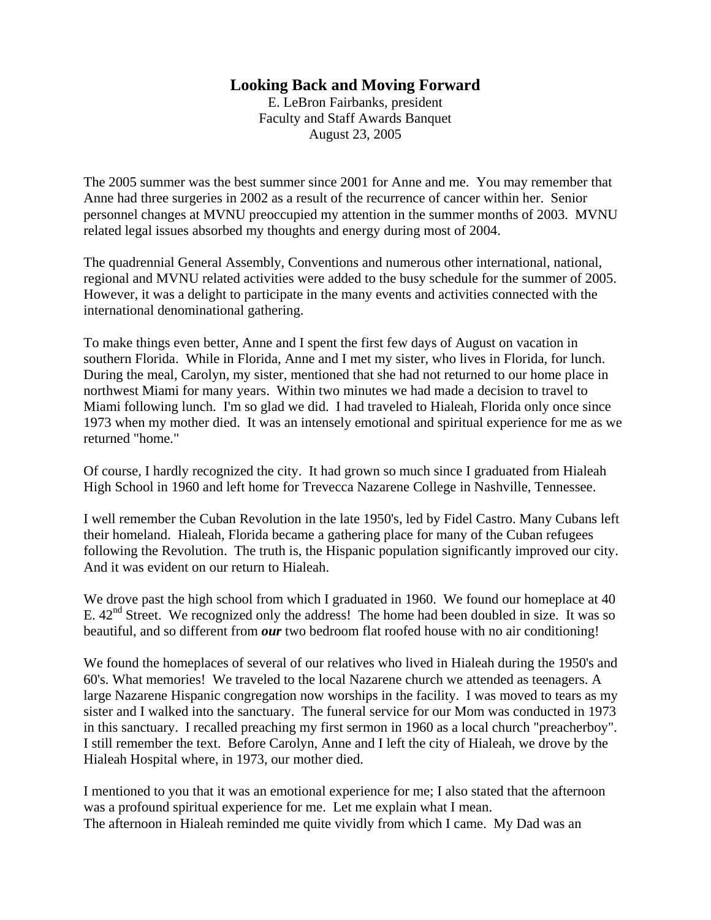# Looking Back and Moving Forward

E. LeBron Fairbanks, president
Faculty and Staff Awards Banquet
August 23, 2005

The 2005 summer was the best summer since 2001 for Anne and me. You may remember that Anne had three surgeries in 2002 as a result of the recurrence of cancer within her. Senior personnel changes at MVNU preoccupied my attention in the summer months of 2003. MVNU related legal issues absorbed my thoughts and energy during most of 2004.

The quadrennial General Assembly, Conventions and numerous other international, national, regional and MVNU related activities were added to the busy schedule for the summer of 2005. However, it was a delight to participate in the many events and activities connected with the international denominational gathering.

To make things even better, Anne and I spent the first few days of August on vacation in southern Florida. While in Florida, Anne and I met my sister, who lives in Florida, for lunch. During the meal, Carolyn, my sister, mentioned that she had not returned to our home place in northwest Miami for many years. Within two minutes we had made a decision to travel to Miami following lunch. I'm so glad we did. I had traveled to Hialeah, Florida only once since 1973 when my mother died. It was an intensely emotional and spiritual experience for me as we returned "home."

Of course, I hardly recognized the city. It had grown so much since I graduated from Hialeah High School in 1960 and left home for Trevecca Nazarene College in Nashville, Tennessee.

I well remember the Cuban Revolution in the late 1950's, led by Fidel Castro. Many Cubans left their homeland. Hialeah, Florida became a gathering place for many of the Cuban refugees following the Revolution. The truth is, the Hispanic population significantly improved our city. And it was evident on our return to Hialeah.

We drove past the high school from which I graduated in 1960. We found our homeplace at 40 E. 42nd Street. We recognized only the address! The home had been doubled in size. It was so beautiful, and so different from ***our*** two bedroom flat roofed house with no air conditioning!

We found the homeplaces of several of our relatives who lived in Hialeah during the 1950's and 60's. What memories! We traveled to the local Nazarene church we attended as teenagers. A large Nazarene Hispanic congregation now worships in the facility. I was moved to tears as my sister and I walked into the sanctuary. The funeral service for our Mom was conducted in 1973 in this sanctuary. I recalled preaching my first sermon in 1960 as a local church "preacherboy". I still remember the text. Before Carolyn, Anne and I left the city of Hialeah, we drove by the Hialeah Hospital where, in 1973, our mother died.

I mentioned to you that it was an emotional experience for me; I also stated that the afternoon was a profound spiritual experience for me. Let me explain what I mean.
The afternoon in Hialeah reminded me quite vividly from which I came. My Dad was an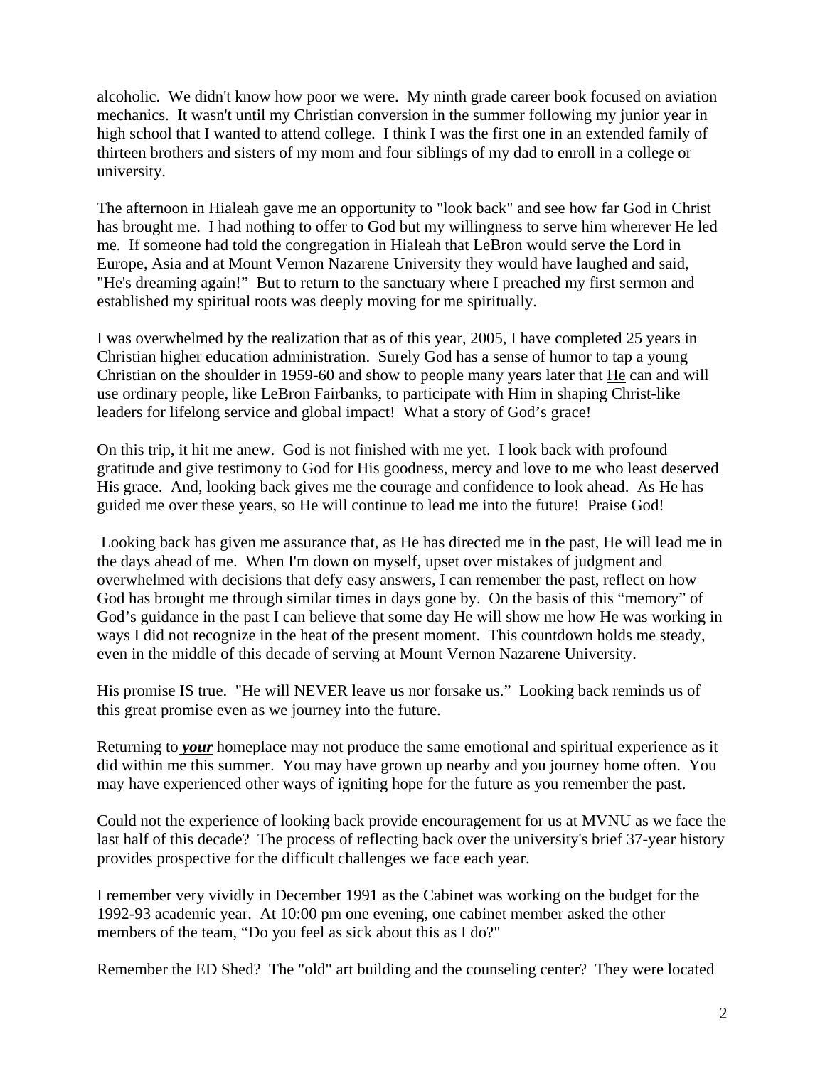alcoholic. We didn't know how poor we were. My ninth grade career book focused on aviation mechanics. It wasn't until my Christian conversion in the summer following my junior year in high school that I wanted to attend college. I think I was the first one in an extended family of thirteen brothers and sisters of my mom and four siblings of my dad to enroll in a college or university.

The afternoon in Hialeah gave me an opportunity to "look back" and see how far God in Christ has brought me. I had nothing to offer to God but my willingness to serve him wherever He led me. If someone had told the congregation in Hialeah that LeBron would serve the Lord in Europe, Asia and at Mount Vernon Nazarene University they would have laughed and said, "He's dreaming again!" But to return to the sanctuary where I preached my first sermon and established my spiritual roots was deeply moving for me spiritually.

I was overwhelmed by the realization that as of this year, 2005, I have completed 25 years in Christian higher education administration. Surely God has a sense of humor to tap a young Christian on the shoulder in 1959-60 and show to people many years later that He can and will use ordinary people, like LeBron Fairbanks, to participate with Him in shaping Christ-like leaders for lifelong service and global impact! What a story of God's grace!

On this trip, it hit me anew. God is not finished with me yet. I look back with profound gratitude and give testimony to God for His goodness, mercy and love to me who least deserved His grace. And, looking back gives me the courage and confidence to look ahead. As He has guided me over these years, so He will continue to lead me into the future! Praise God!

Looking back has given me assurance that, as He has directed me in the past, He will lead me in the days ahead of me. When I'm down on myself, upset over mistakes of judgment and overwhelmed with decisions that defy easy answers, I can remember the past, reflect on how God has brought me through similar times in days gone by. On the basis of this "memory" of God's guidance in the past I can believe that some day He will show me how He was working in ways I did not recognize in the heat of the present moment. This countdown holds me steady, even in the middle of this decade of serving at Mount Vernon Nazarene University.

His promise IS true. "He will NEVER leave us nor forsake us." Looking back reminds us of this great promise even as we journey into the future.

Returning to ***your*** homeplace may not produce the same emotional and spiritual experience as it did within me this summer. You may have grown up nearby and you journey home often. You may have experienced other ways of igniting hope for the future as you remember the past.

Could not the experience of looking back provide encouragement for us at MVNU as we face the last half of this decade? The process of reflecting back over the university's brief 37-year history provides prospective for the difficult challenges we face each year.

I remember very vividly in December 1991 as the Cabinet was working on the budget for the 1992-93 academic year. At 10:00 pm one evening, one cabinet member asked the other members of the team, "Do you feel as sick about this as I do?"

Remember the ED Shed? The "old" art building and the counseling center? They were located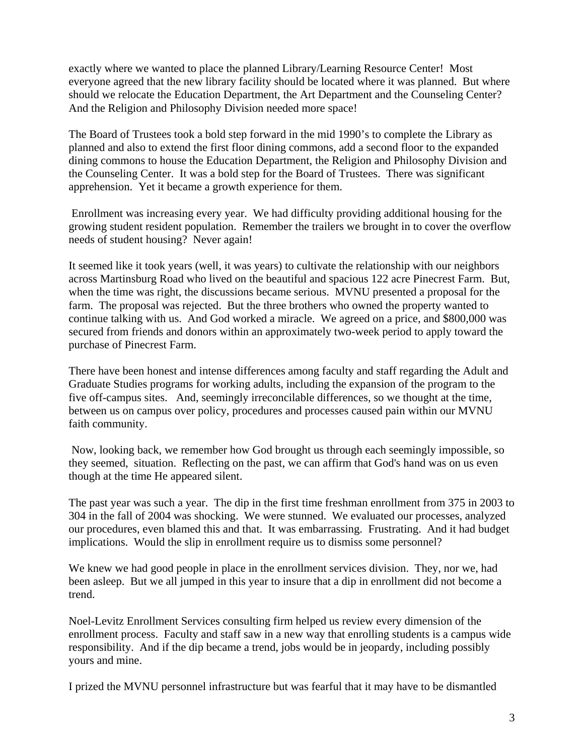exactly where we wanted to place the planned Library/Learning Resource Center! Most everyone agreed that the new library facility should be located where it was planned. But where should we relocate the Education Department, the Art Department and the Counseling Center? And the Religion and Philosophy Division needed more space!

The Board of Trustees took a bold step forward in the mid 1990's to complete the Library as planned and also to extend the first floor dining commons, add a second floor to the expanded dining commons to house the Education Department, the Religion and Philosophy Division and the Counseling Center. It was a bold step for the Board of Trustees. There was significant apprehension. Yet it became a growth experience for them.

Enrollment was increasing every year. We had difficulty providing additional housing for the growing student resident population. Remember the trailers we brought in to cover the overflow needs of student housing? Never again!

It seemed like it took years (well, it was years) to cultivate the relationship with our neighbors across Martinsburg Road who lived on the beautiful and spacious 122 acre Pinecrest Farm. But, when the time was right, the discussions became serious. MVNU presented a proposal for the farm. The proposal was rejected. But the three brothers who owned the property wanted to continue talking with us. And God worked a miracle. We agreed on a price, and $800,000 was secured from friends and donors within an approximately two-week period to apply toward the purchase of Pinecrest Farm.

There have been honest and intense differences among faculty and staff regarding the Adult and Graduate Studies programs for working adults, including the expansion of the program to the five off-campus sites. And, seemingly irreconcilable differences, so we thought at the time, between us on campus over policy, procedures and processes caused pain within our MVNU faith community.

Now, looking back, we remember how God brought us through each seemingly impossible, so they seemed, situation. Reflecting on the past, we can affirm that God's hand was on us even though at the time He appeared silent.

The past year was such a year. The dip in the first time freshman enrollment from 375 in 2003 to 304 in the fall of 2004 was shocking. We were stunned. We evaluated our processes, analyzed our procedures, even blamed this and that. It was embarrassing. Frustrating. And it had budget implications. Would the slip in enrollment require us to dismiss some personnel?

We knew we had good people in place in the enrollment services division. They, nor we, had been asleep. But we all jumped in this year to insure that a dip in enrollment did not become a trend.

Noel-Levitz Enrollment Services consulting firm helped us review every dimension of the enrollment process. Faculty and staff saw in a new way that enrolling students is a campus wide responsibility. And if the dip became a trend, jobs would be in jeopardy, including possibly yours and mine.

I prized the MVNU personnel infrastructure but was fearful that it may have to be dismantled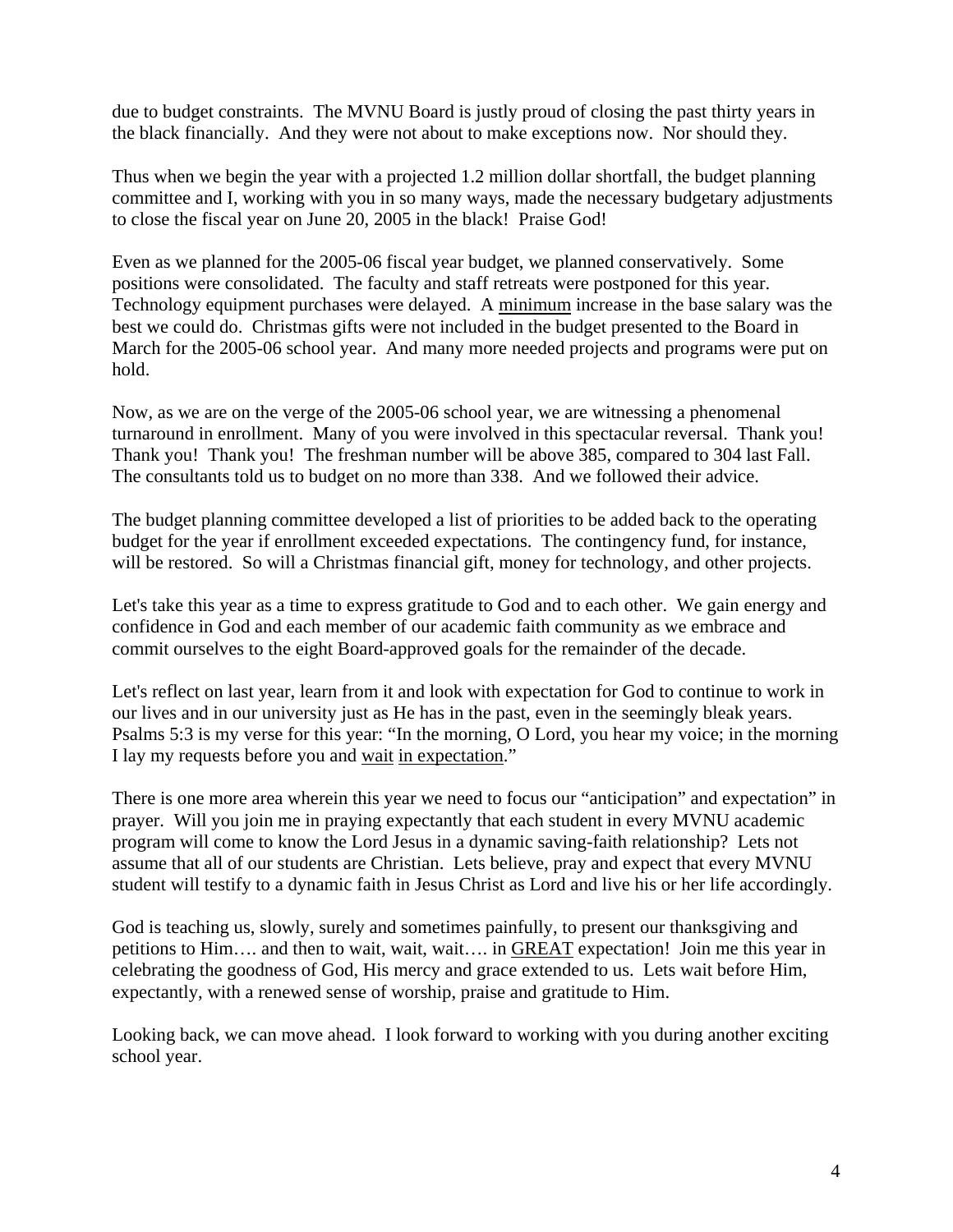due to budget constraints. The MVNU Board is justly proud of closing the past thirty years in the black financially. And they were not about to make exceptions now. Nor should they.

Thus when we begin the year with a projected 1.2 million dollar shortfall, the budget planning committee and I, working with you in so many ways, made the necessary budgetary adjustments to close the fiscal year on June 20, 2005 in the black! Praise God!

Even as we planned for the 2005-06 fiscal year budget, we planned conservatively. Some positions were consolidated. The faculty and staff retreats were postponed for this year. Technology equipment purchases were delayed. A <u>minimum</u> increase in the base salary was the best we could do. Christmas gifts were not included in the budget presented to the Board in March for the 2005-06 school year. And many more needed projects and programs were put on hold.

Now, as we are on the verge of the 2005-06 school year, we are witnessing a phenomenal turnaround in enrollment. Many of you were involved in this spectacular reversal. Thank you! Thank you! Thank you! The freshman number will be above 385, compared to 304 last Fall. The consultants told us to budget on no more than 338. And we followed their advice.

The budget planning committee developed a list of priorities to be added back to the operating budget for the year if enrollment exceeded expectations. The contingency fund, for instance, will be restored. So will a Christmas financial gift, money for technology, and other projects.

Let's take this year as a time to express gratitude to God and to each other. We gain energy and confidence in God and each member of our academic faith community as we embrace and commit ourselves to the eight Board-approved goals for the remainder of the decade.

Let's reflect on last year, learn from it and look with expectation for God to continue to work in our lives and in our university just as He has in the past, even in the seemingly bleak years. Psalms 5:3 is my verse for this year: "In the morning, O Lord, you hear my voice; in the morning I lay my requests before you and <u>wait</u> <u>in expectation</u>."

There is one more area wherein this year we need to focus our "anticipation" and expectation" in prayer. Will you join me in praying expectantly that each student in every MVNU academic program will come to know the Lord Jesus in a dynamic saving-faith relationship? Lets not assume that all of our students are Christian. Lets believe, pray and expect that every MVNU student will testify to a dynamic faith in Jesus Christ as Lord and live his or her life accordingly.

God is teaching us, slowly, surely and sometimes painfully, to present our thanksgiving and petitions to Him…. and then to wait, wait, wait…. in <u>GREAT</u> expectation! Join me this year in celebrating the goodness of God, His mercy and grace extended to us. Lets wait before Him, expectantly, with a renewed sense of worship, praise and gratitude to Him.

Looking back, we can move ahead. I look forward to working with you during another exciting school year.